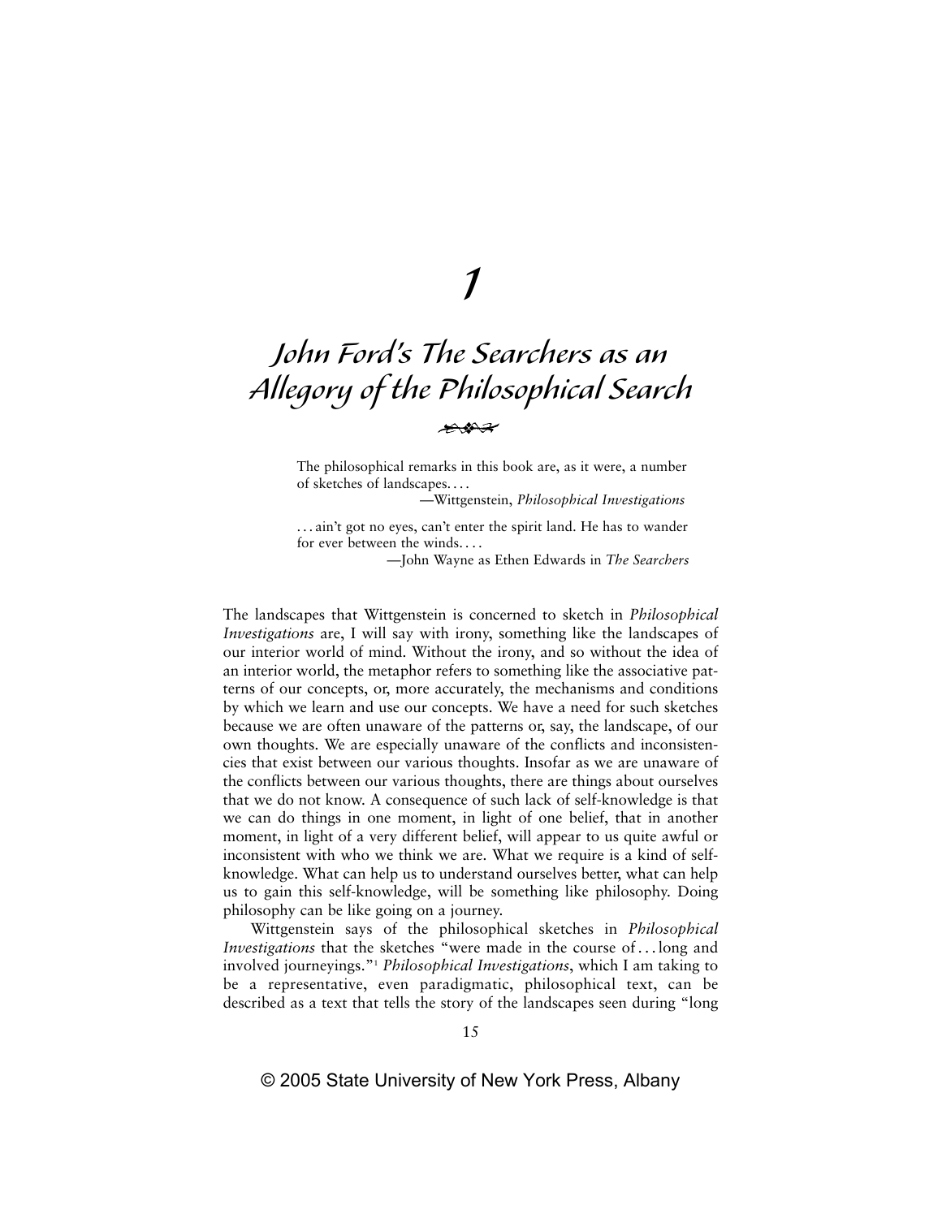# 1

# John Ford's The Searchers as an Allegory of the Philosophical Search

> The philosophical remarks in this book are, as it were, a number of sketches of landscapes. . . .
>
> —Wittgenstein, *Philosophical Investigations*

> . . . ain't got no eyes, can't enter the spirit land. He has to wander for ever between the winds. . . .
>
> —John Wayne as Ethen Edwards in *The Searchers*

The landscapes that Wittgenstein is concerned to sketch in *Philosophical Investigations* are, I will say with irony, something like the landscapes of our interior world of mind. Without the irony, and so without the idea of an interior world, the metaphor refers to something like the associative patterns of our concepts, or, more accurately, the mechanisms and conditions by which we learn and use our concepts. We have a need for such sketches because we are often unaware of the patterns or, say, the landscape, of our own thoughts. We are especially unaware of the conflicts and inconsistencies that exist between our various thoughts. Insofar as we are unaware of the conflicts between our various thoughts, there are things about ourselves that we do not know. A consequence of such lack of self-knowledge is that we can do things in one moment, in light of one belief, that in another moment, in light of a very different belief, will appear to us quite awful or inconsistent with who we think we are. What we require is a kind of self-knowledge. What can help us to understand ourselves better, what can help us to gain this self-knowledge, will be something like philosophy. Doing philosophy can be like going on a journey.

Wittgenstein says of the philosophical sketches in *Philosophical Investigations* that the sketches "were made in the course of . . . long and involved journeyings."[1] *Philosophical Investigations*, which I am taking to be a representative, even paradigmatic, philosophical text, can be described as a text that tells the story of the landscapes seen during "long

© 2005 State University of New York Press, Albany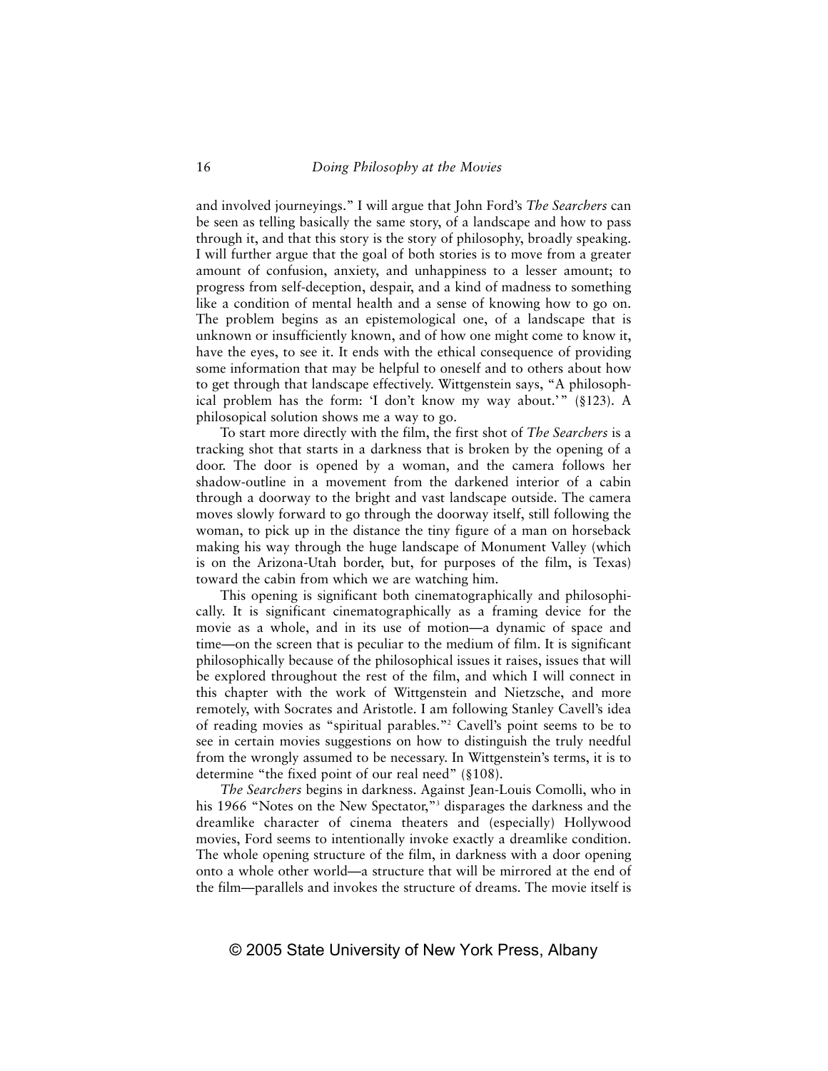and involved journeyings." I will argue that John Ford's *The Searchers* can be seen as telling basically the same story, of a landscape and how to pass through it, and that this story is the story of philosophy, broadly speaking. I will further argue that the goal of both stories is to move from a greater amount of confusion, anxiety, and unhappiness to a lesser amount; to progress from self-deception, despair, and a kind of madness to something like a condition of mental health and a sense of knowing how to go on. The problem begins as an epistemological one, of a landscape that is unknown or insufficiently known, and of how one might come to know it, have the eyes, to see it. It ends with the ethical consequence of providing some information that may be helpful to oneself and to others about how to get through that landscape effectively. Wittgenstein says, "A philosophical problem has the form: 'I don't know my way about.'" (§123). A philosophical solution shows me a way to go.

To start more directly with the film, the first shot of *The Searchers* is a tracking shot that starts in a darkness that is broken by the opening of a door. The door is opened by a woman, and the camera follows her shadow-outline in a movement from the darkened interior of a cabin through a doorway to the bright and vast landscape outside. The camera moves slowly forward to go through the doorway itself, still following the woman, to pick up in the distance the tiny figure of a man on horseback making his way through the huge landscape of Monument Valley (which is on the Arizona-Utah border, but, for purposes of the film, is Texas) toward the cabin from which we are watching him.

This opening is significant both cinematographically and philosophically. It is significant cinematographically as a framing device for the movie as a whole, and in its use of motion—a dynamic of space and time—on the screen that is peculiar to the medium of film. It is significant philosophically because of the philosophical issues it raises, issues that will be explored throughout the rest of the film, and which I will connect in this chapter with the work of Wittgenstein and Nietzsche, and more remotely, with Socrates and Aristotle. I am following Stanley Cavell's idea of reading movies as "spiritual parables."[2] Cavell's point seems to be to see in certain movies suggestions on how to distinguish the truly needful from the wrongly assumed to be necessary. In Wittgenstein's terms, it is to determine "the fixed point of our real need" (§108).

*The Searchers* begins in darkness. Against Jean-Louis Comolli, who in his 1966 "Notes on the New Spectator,"[3] disparages the darkness and the dreamlike character of cinema theaters and (especially) Hollywood movies, Ford seems to intentionally invoke exactly a dreamlike condition. The whole opening structure of the film, in darkness with a door opening onto a whole other world—a structure that will be mirrored at the end of the film—parallels and invokes the structure of dreams. The movie itself is

© 2005 State University of New York Press, Albany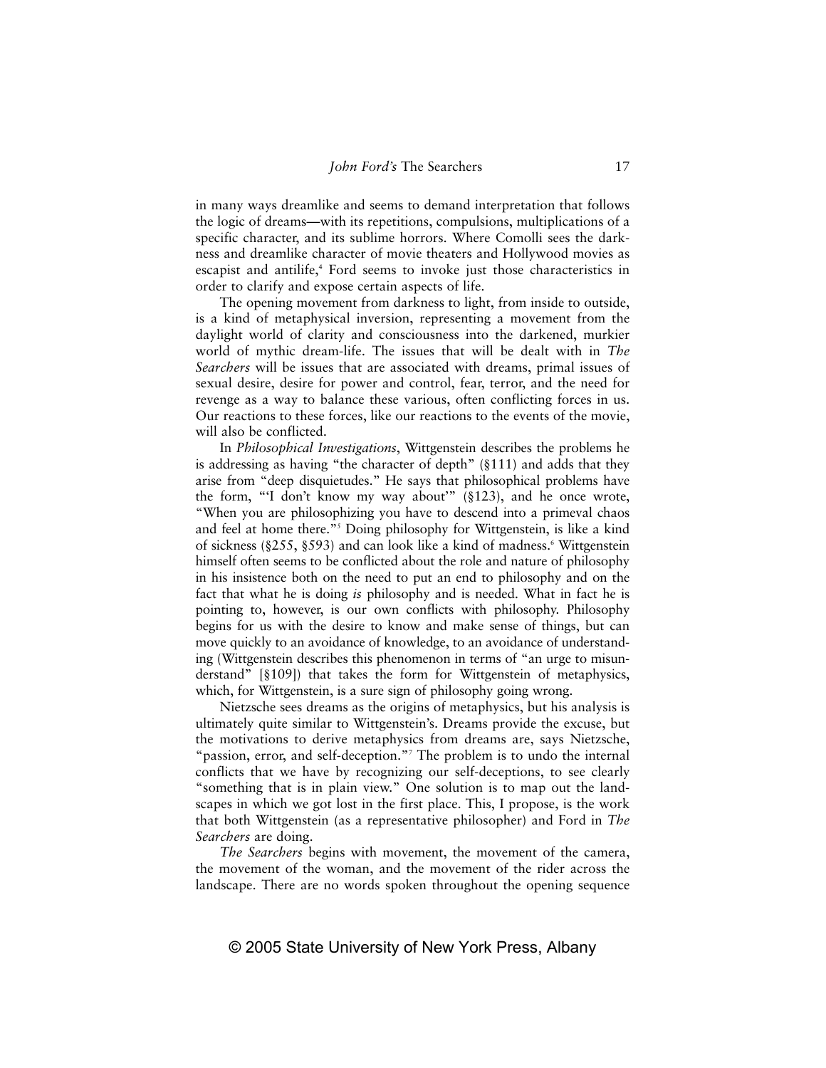in many ways dreamlike and seems to demand interpretation that follows the logic of dreams—with its repetitions, compulsions, multiplications of a specific character, and its sublime horrors. Where Comolli sees the darkness and dreamlike character of movie theaters and Hollywood movies as escapist and antilife,[4] Ford seems to invoke just those characteristics in order to clarify and expose certain aspects of life.

The opening movement from darkness to light, from inside to outside, is a kind of metaphysical inversion, representing a movement from the daylight world of clarity and consciousness into the darkened, murkier world of mythic dream-life. The issues that will be dealt with in *The Searchers* will be issues that are associated with dreams, primal issues of sexual desire, desire for power and control, fear, terror, and the need for revenge as a way to balance these various, often conflicting forces in us. Our reactions to these forces, like our reactions to the events of the movie, will also be conflicted.

In *Philosophical Investigations*, Wittgenstein describes the problems he is addressing as having "the character of depth" (§111) and adds that they arise from "deep disquietudes." He says that philosophical problems have the form, "'I don't know my way about'" (§123), and he once wrote, "When you are philosophizing you have to descend into a primeval chaos and feel at home there."[5] Doing philosophy for Wittgenstein, is like a kind of sickness (§255, §593) and can look like a kind of madness.[6] Wittgenstein himself often seems to be conflicted about the role and nature of philosophy in his insistence both on the need to put an end to philosophy and on the fact that what he is doing *is* philosophy and is needed. What in fact he is pointing to, however, is our own conflicts with philosophy. Philosophy begins for us with the desire to know and make sense of things, but can move quickly to an avoidance of knowledge, to an avoidance of understanding (Wittgenstein describes this phenomenon in terms of "an urge to misunderstand" [§109]) that takes the form for Wittgenstein of metaphysics, which, for Wittgenstein, is a sure sign of philosophy going wrong.

Nietzsche sees dreams as the origins of metaphysics, but his analysis is ultimately quite similar to Wittgenstein's. Dreams provide the excuse, but the motivations to derive metaphysics from dreams are, says Nietzsche, "passion, error, and self-deception."[7] The problem is to undo the internal conflicts that we have by recognizing our self-deceptions, to see clearly "something that is in plain view." One solution is to map out the landscapes in which we got lost in the first place. This, I propose, is the work that both Wittgenstein (as a representative philosopher) and Ford in *The Searchers* are doing.

*The Searchers* begins with movement, the movement of the camera, the movement of the woman, and the movement of the rider across the landscape. There are no words spoken throughout the opening sequence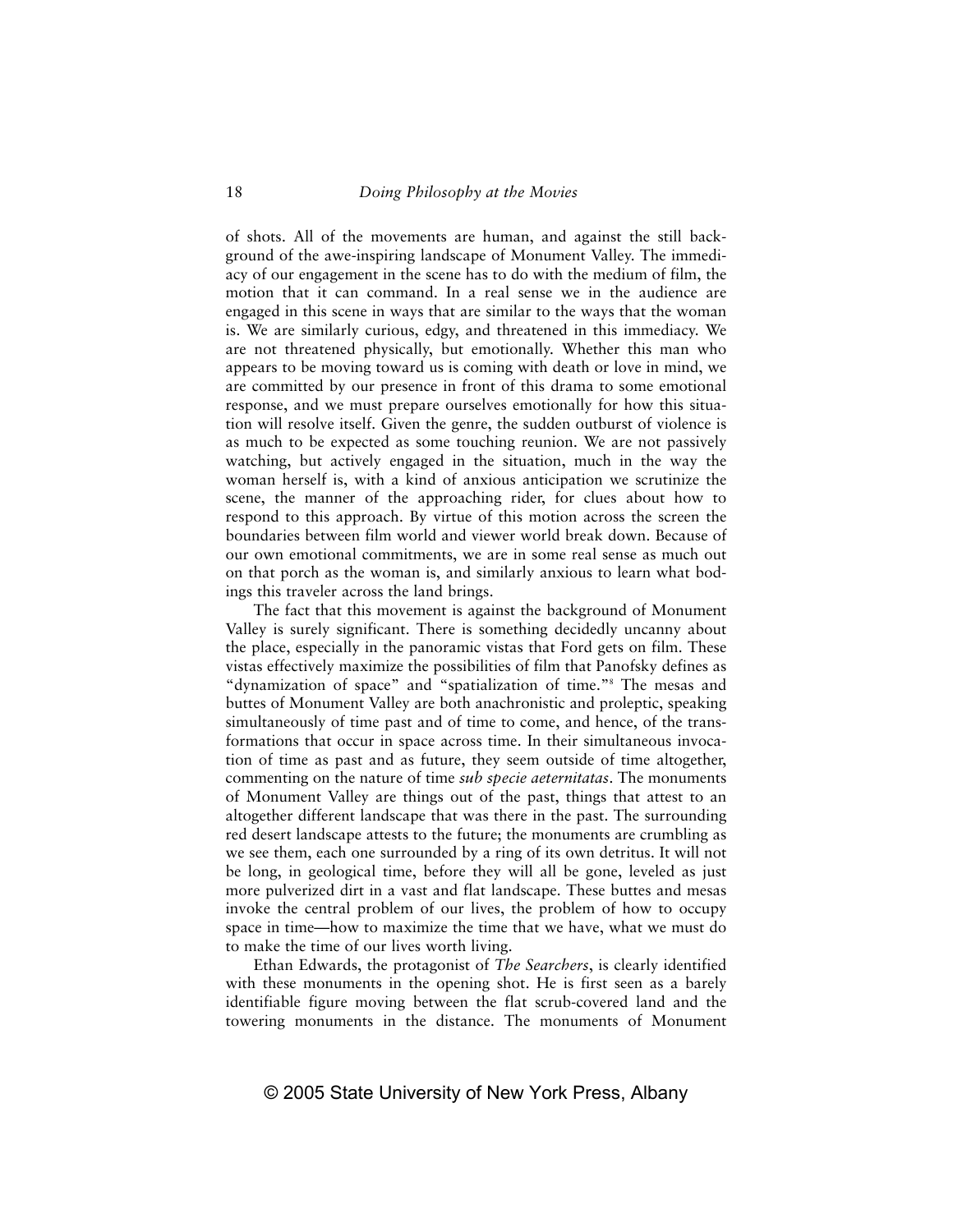of shots. All of the movements are human, and against the still background of the awe-inspiring landscape of Monument Valley. The immediacy of our engagement in the scene has to do with the medium of film, the motion that it can command. In a real sense we in the audience are engaged in this scene in ways that are similar to the ways that the woman is. We are similarly curious, edgy, and threatened in this immediacy. We are not threatened physically, but emotionally. Whether this man who appears to be moving toward us is coming with death or love in mind, we are committed by our presence in front of this drama to some emotional response, and we must prepare ourselves emotionally for how this situation will resolve itself. Given the genre, the sudden outburst of violence is as much to be expected as some touching reunion. We are not passively watching, but actively engaged in the situation, much in the way the woman herself is, with a kind of anxious anticipation we scrutinize the scene, the manner of the approaching rider, for clues about how to respond to this approach. By virtue of this motion across the screen the boundaries between film world and viewer world break down. Because of our own emotional commitments, we are in some real sense as much out on that porch as the woman is, and similarly anxious to learn what bodings this traveler across the land brings.

The fact that this movement is against the background of Monument Valley is surely significant. There is something decidedly uncanny about the place, especially in the panoramic vistas that Ford gets on film. These vistas effectively maximize the possibilities of film that Panofsky defines as "dynamization of space" and "spatialization of time."[8] The mesas and buttes of Monument Valley are both anachronistic and proleptic, speaking simultaneously of time past and of time to come, and hence, of the transformations that occur in space across time. In their simultaneous invocation of time as past and as future, they seem outside of time altogether, commenting on the nature of time *sub specie aeternitatas*. The monuments of Monument Valley are things out of the past, things that attest to an altogether different landscape that was there in the past. The surrounding red desert landscape attests to the future; the monuments are crumbling as we see them, each one surrounded by a ring of its own detritus. It will not be long, in geological time, before they will all be gone, leveled as just more pulverized dirt in a vast and flat landscape. These buttes and mesas invoke the central problem of our lives, the problem of how to occupy space in time—how to maximize the time that we have, what we must do to make the time of our lives worth living.

Ethan Edwards, the protagonist of *The Searchers*, is clearly identified with these monuments in the opening shot. He is first seen as a barely identifiable figure moving between the flat scrub-covered land and the towering monuments in the distance. The monuments of Monument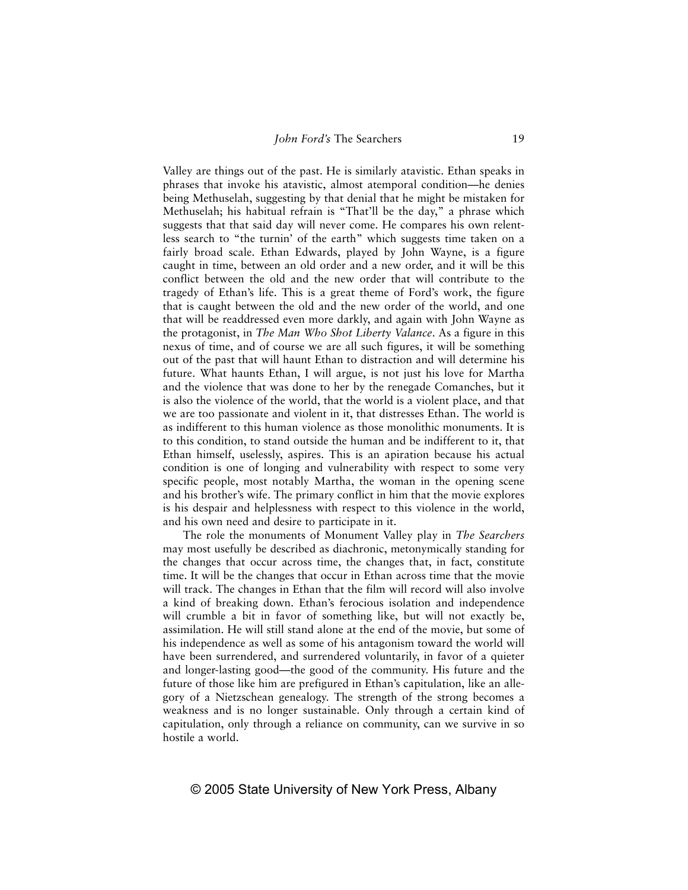Valley are things out of the past. He is similarly atavistic. Ethan speaks in phrases that invoke his atavistic, almost atemporal condition—he denies being Methuselah, suggesting by that denial that he might be mistaken for Methuselah; his habitual refrain is "That'll be the day," a phrase which suggests that that said day will never come. He compares his own relentless search to "the turnin' of the earth" which suggests time taken on a fairly broad scale. Ethan Edwards, played by John Wayne, is a figure caught in time, between an old order and a new order, and it will be this conflict between the old and the new order that will contribute to the tragedy of Ethan's life. This is a great theme of Ford's work, the figure that is caught between the old and the new order of the world, and one that will be readdressed even more darkly, and again with John Wayne as the protagonist, in *The Man Who Shot Liberty Valance*. As a figure in this nexus of time, and of course we are all such figures, it will be something out of the past that will haunt Ethan to distraction and will determine his future. What haunts Ethan, I will argue, is not just his love for Martha and the violence that was done to her by the renegade Comanches, but it is also the violence of the world, that the world is a violent place, and that we are too passionate and violent in it, that distresses Ethan. The world is as indifferent to this human violence as those monolithic monuments. It is to this condition, to stand outside the human and be indifferent to it, that Ethan himself, uselessly, aspires. This is an apiration because his actual condition is one of longing and vulnerability with respect to some very specific people, most notably Martha, the woman in the opening scene and his brother's wife. The primary conflict in him that the movie explores is his despair and helplessness with respect to this violence in the world, and his own need and desire to participate in it.

The role the monuments of Monument Valley play in *The Searchers* may most usefully be described as diachronic, metonymically standing for the changes that occur across time, the changes that, in fact, constitute time. It will be the changes that occur in Ethan across time that the movie will track. The changes in Ethan that the film will record will also involve a kind of breaking down. Ethan's ferocious isolation and independence will crumble a bit in favor of something like, but will not exactly be, assimilation. He will still stand alone at the end of the movie, but some of his independence as well as some of his antagonism toward the world will have been surrendered, and surrendered voluntarily, in favor of a quieter and longer-lasting good—the good of the community. His future and the future of those like him are prefigured in Ethan's capitulation, like an allegory of a Nietzschean genealogy. The strength of the strong becomes a weakness and is no longer sustainable. Only through a certain kind of capitulation, only through a reliance on community, can we survive in so hostile a world.

© 2005 State University of New York Press, Albany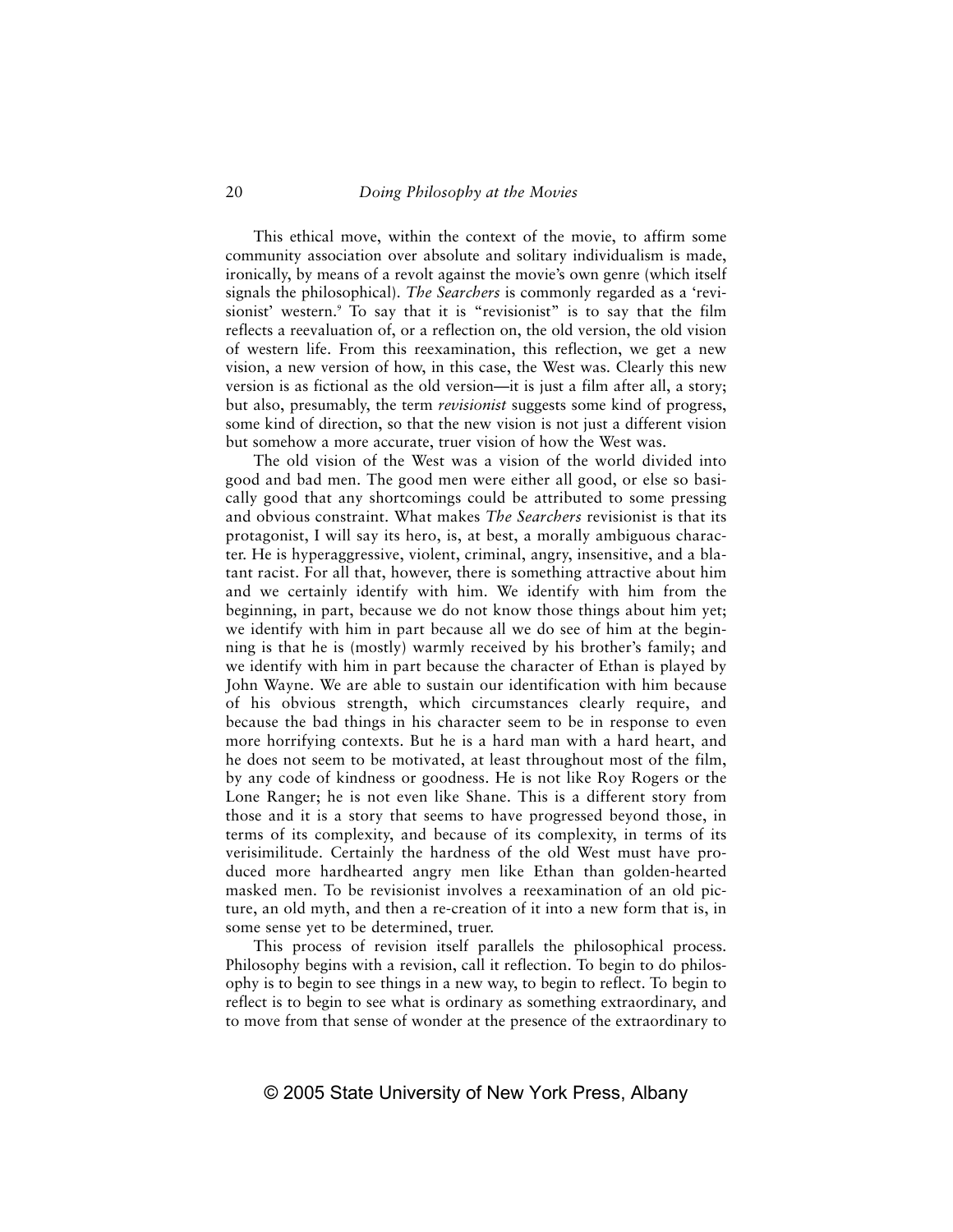This ethical move, within the context of the movie, to affirm some community association over absolute and solitary individualism is made, ironically, by means of a revolt against the movie's own genre (which itself signals the philosophical). *The Searchers* is commonly regarded as a 'revisionist' western.[9] To say that it is "revisionist" is to say that the film reflects a reevaluation of, or a reflection on, the old version, the old vision of western life. From this reexamination, this reflection, we get a new vision, a new version of how, in this case, the West was. Clearly this new version is as fictional as the old version—it is just a film after all, a story; but also, presumably, the term *revisionist* suggests some kind of progress, some kind of direction, so that the new vision is not just a different vision but somehow a more accurate, truer vision of how the West was.

The old vision of the West was a vision of the world divided into good and bad men. The good men were either all good, or else so basically good that any shortcomings could be attributed to some pressing and obvious constraint. What makes *The Searchers* revisionist is that its protagonist, I will say its hero, is, at best, a morally ambiguous character. He is hyperaggressive, violent, criminal, angry, insensitive, and a blatant racist. For all that, however, there is something attractive about him and we certainly identify with him. We identify with him from the beginning, in part, because we do not know those things about him yet; we identify with him in part because all we do see of him at the beginning is that he is (mostly) warmly received by his brother's family; and we identify with him in part because the character of Ethan is played by John Wayne. We are able to sustain our identification with him because of his obvious strength, which circumstances clearly require, and because the bad things in his character seem to be in response to even more horrifying contexts. But he is a hard man with a hard heart, and he does not seem to be motivated, at least throughout most of the film, by any code of kindness or goodness. He is not like Roy Rogers or the Lone Ranger; he is not even like Shane. This is a different story from those and it is a story that seems to have progressed beyond those, in terms of its complexity, and because of its complexity, in terms of its verisimilitude. Certainly the hardness of the old West must have produced more hardhearted angry men like Ethan than golden-hearted masked men. To be revisionist involves a reexamination of an old picture, an old myth, and then a re-creation of it into a new form that is, in some sense yet to be determined, truer.

This process of revision itself parallels the philosophical process. Philosophy begins with a revision, call it reflection. To begin to do philosophy is to begin to see things in a new way, to begin to reflect. To begin to reflect is to begin to see what is ordinary as something extraordinary, and to move from that sense of wonder at the presence of the extraordinary to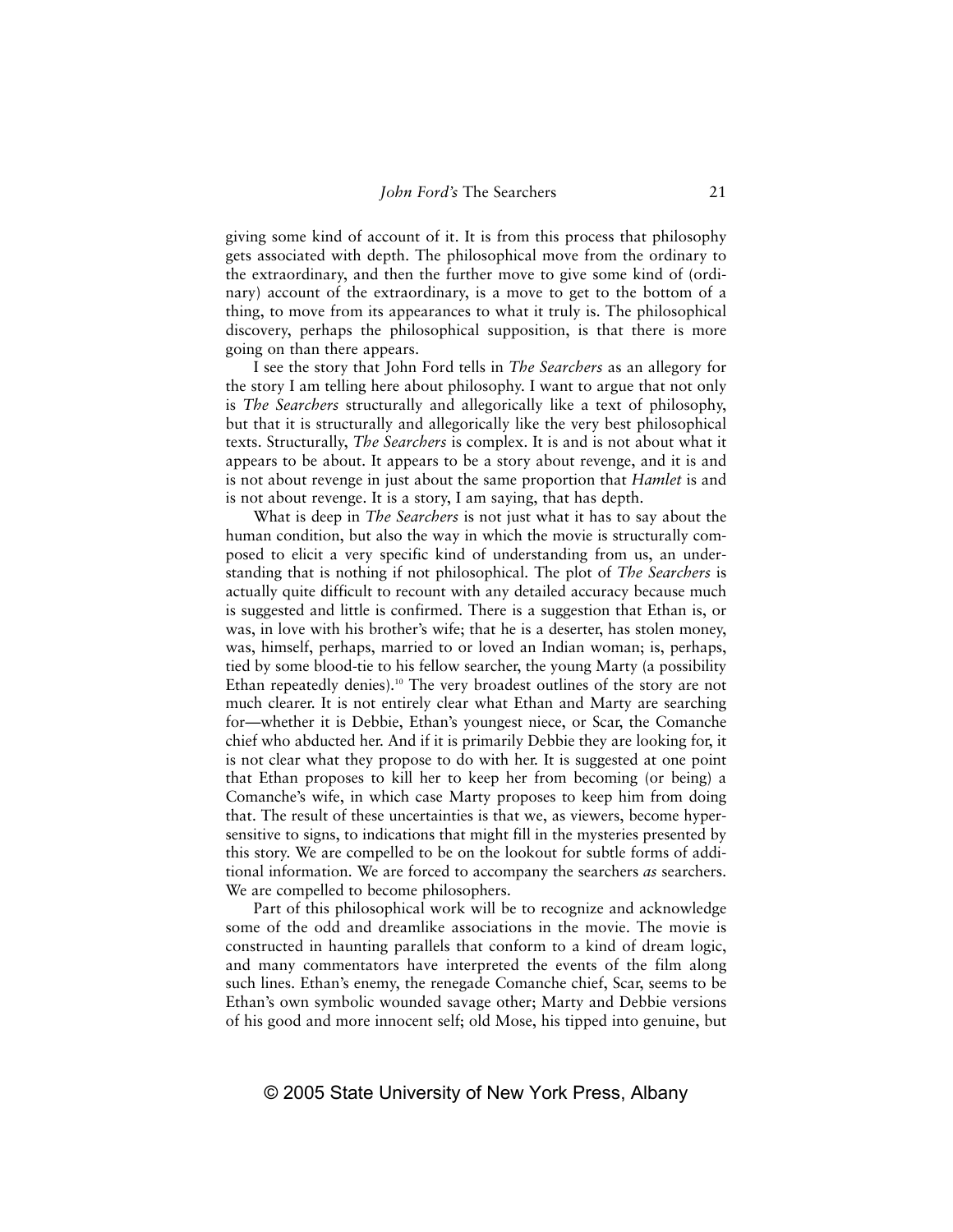giving some kind of account of it. It is from this process that philosophy gets associated with depth. The philosophical move from the ordinary to the extraordinary, and then the further move to give some kind of (ordinary) account of the extraordinary, is a move to get to the bottom of a thing, to move from its appearances to what it truly is. The philosophical discovery, perhaps the philosophical supposition, is that there is more going on than there appears.

I see the story that John Ford tells in *The Searchers* as an allegory for the story I am telling here about philosophy. I want to argue that not only is *The Searchers* structurally and allegorically like a text of philosophy, but that it is structurally and allegorically like the very best philosophical texts. Structurally, *The Searchers* is complex. It is and is not about what it appears to be about. It appears to be a story about revenge, and it is and is not about revenge in just about the same proportion that *Hamlet* is and is not about revenge. It is a story, I am saying, that has depth.

What is deep in *The Searchers* is not just what it has to say about the human condition, but also the way in which the movie is structurally composed to elicit a very specific kind of understanding from us, an understanding that is nothing if not philosophical. The plot of *The Searchers* is actually quite difficult to recount with any detailed accuracy because much is suggested and little is confirmed. There is a suggestion that Ethan is, or was, in love with his brother's wife; that he is a deserter, has stolen money, was, himself, perhaps, married to or loved an Indian woman; is, perhaps, tied by some blood-tie to his fellow searcher, the young Marty (a possibility Ethan repeatedly denies).[10] The very broadest outlines of the story are not much clearer. It is not entirely clear what Ethan and Marty are searching for—whether it is Debbie, Ethan's youngest niece, or Scar, the Comanche chief who abducted her. And if it is primarily Debbie they are looking for, it is not clear what they propose to do with her. It is suggested at one point that Ethan proposes to kill her to keep her from becoming (or being) a Comanche's wife, in which case Marty proposes to keep him from doing that. The result of these uncertainties is that we, as viewers, become hypersensitive to signs, to indications that might fill in the mysteries presented by this story. We are compelled to be on the lookout for subtle forms of additional information. We are forced to accompany the searchers *as* searchers. We are compelled to become philosophers.

Part of this philosophical work will be to recognize and acknowledge some of the odd and dreamlike associations in the movie. The movie is constructed in haunting parallels that conform to a kind of dream logic, and many commentators have interpreted the events of the film along such lines. Ethan's enemy, the renegade Comanche chief, Scar, seems to be Ethan's own symbolic wounded savage other; Marty and Debbie versions of his good and more innocent self; old Mose, his tipped into genuine, but

© 2005 State University of New York Press, Albany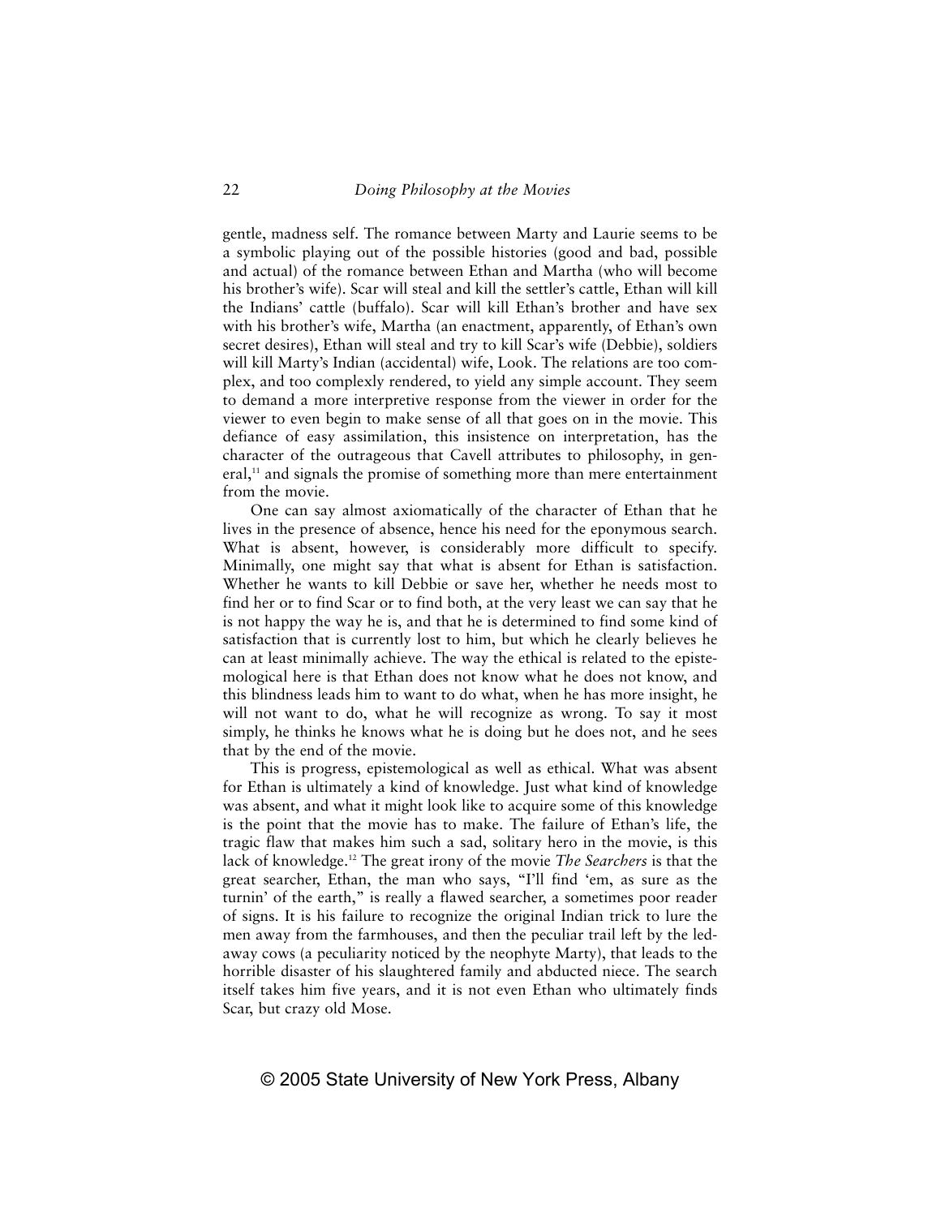gentle, madness self. The romance between Marty and Laurie seems to be a symbolic playing out of the possible histories (good and bad, possible and actual) of the romance between Ethan and Martha (who will become his brother's wife). Scar will steal and kill the settler's cattle, Ethan will kill the Indians' cattle (buffalo). Scar will kill Ethan's brother and have sex with his brother's wife, Martha (an enactment, apparently, of Ethan's own secret desires), Ethan will steal and try to kill Scar's wife (Debbie), soldiers will kill Marty's Indian (accidental) wife, Look. The relations are too complex, and too complexly rendered, to yield any simple account. They seem to demand a more interpretive response from the viewer in order for the viewer to even begin to make sense of all that goes on in the movie. This defiance of easy assimilation, this insistence on interpretation, has the character of the outrageous that Cavell attributes to philosophy, in general,[11] and signals the promise of something more than mere entertainment from the movie.

One can say almost axiomatically of the character of Ethan that he lives in the presence of absence, hence his need for the eponymous search. What is absent, however, is considerably more difficult to specify. Minimally, one might say that what is absent for Ethan is satisfaction. Whether he wants to kill Debbie or save her, whether he needs most to find her or to find Scar or to find both, at the very least we can say that he is not happy the way he is, and that he is determined to find some kind of satisfaction that is currently lost to him, but which he clearly believes he can at least minimally achieve. The way the ethical is related to the epistemological here is that Ethan does not know what he does not know, and this blindness leads him to want to do what, when he has more insight, he will not want to do, what he will recognize as wrong. To say it most simply, he thinks he knows what he is doing but he does not, and he sees that by the end of the movie.

This is progress, epistemological as well as ethical. What was absent for Ethan is ultimately a kind of knowledge. Just what kind of knowledge was absent, and what it might look like to acquire some of this knowledge is the point that the movie has to make. The failure of Ethan's life, the tragic flaw that makes him such a sad, solitary hero in the movie, is this lack of knowledge.[12] The great irony of the movie *The Searchers* is that the great searcher, Ethan, the man who says, "I'll find 'em, as sure as the turnin' of the earth," is really a flawed searcher, a sometimes poor reader of signs. It is his failure to recognize the original Indian trick to lure the men away from the farmhouses, and then the peculiar trail left by the led-away cows (a peculiarity noticed by the neophyte Marty), that leads to the horrible disaster of his slaughtered family and abducted niece. The search itself takes him five years, and it is not even Ethan who ultimately finds Scar, but crazy old Mose.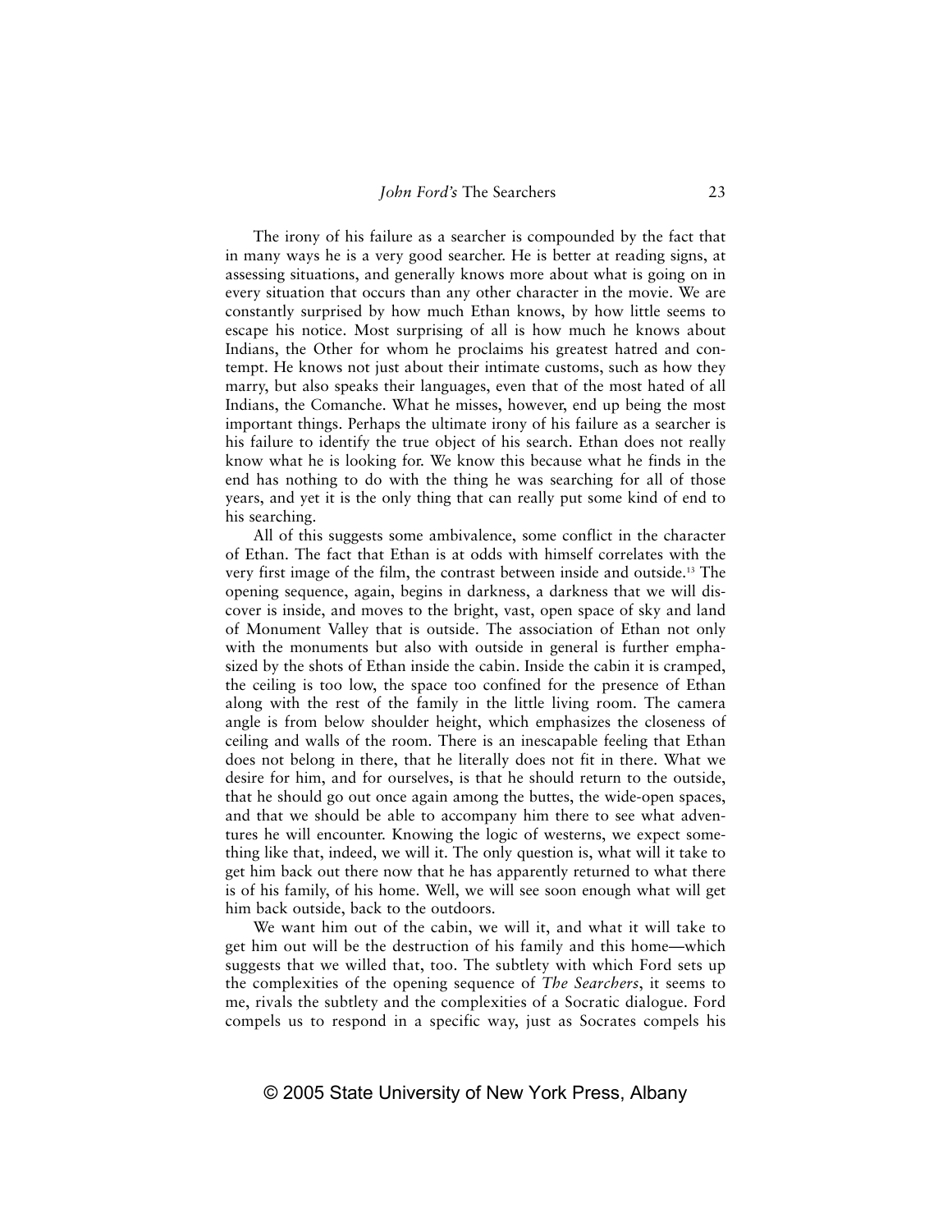The irony of his failure as a searcher is compounded by the fact that in many ways he is a very good searcher. He is better at reading signs, at assessing situations, and generally knows more about what is going on in every situation that occurs than any other character in the movie. We are constantly surprised by how much Ethan knows, by how little seems to escape his notice. Most surprising of all is how much he knows about Indians, the Other for whom he proclaims his greatest hatred and contempt. He knows not just about their intimate customs, such as how they marry, but also speaks their languages, even that of the most hated of all Indians, the Comanche. What he misses, however, end up being the most important things. Perhaps the ultimate irony of his failure as a searcher is his failure to identify the true object of his search. Ethan does not really know what he is looking for. We know this because what he finds in the end has nothing to do with the thing he was searching for all of those years, and yet it is the only thing that can really put some kind of end to his searching.

All of this suggests some ambivalence, some conflict in the character of Ethan. The fact that Ethan is at odds with himself correlates with the very first image of the film, the contrast between inside and outside.[13] The opening sequence, again, begins in darkness, a darkness that we will discover is inside, and moves to the bright, vast, open space of sky and land of Monument Valley that is outside. The association of Ethan not only with the monuments but also with outside in general is further emphasized by the shots of Ethan inside the cabin. Inside the cabin it is cramped, the ceiling is too low, the space too confined for the presence of Ethan along with the rest of the family in the little living room. The camera angle is from below shoulder height, which emphasizes the closeness of ceiling and walls of the room. There is an inescapable feeling that Ethan does not belong in there, that he literally does not fit in there. What we desire for him, and for ourselves, is that he should return to the outside, that he should go out once again among the buttes, the wide-open spaces, and that we should be able to accompany him there to see what adventures he will encounter. Knowing the logic of westerns, we expect something like that, indeed, we will it. The only question is, what will it take to get him back out there now that he has apparently returned to what there is of his family, of his home. Well, we will see soon enough what will get him back outside, back to the outdoors.

We want him out of the cabin, we will it, and what it will take to get him out will be the destruction of his family and this home—which suggests that we willed that, too. The subtlety with which Ford sets up the complexities of the opening sequence of *The Searchers*, it seems to me, rivals the subtlety and the complexities of a Socratic dialogue. Ford compels us to respond in a specific way, just as Socrates compels his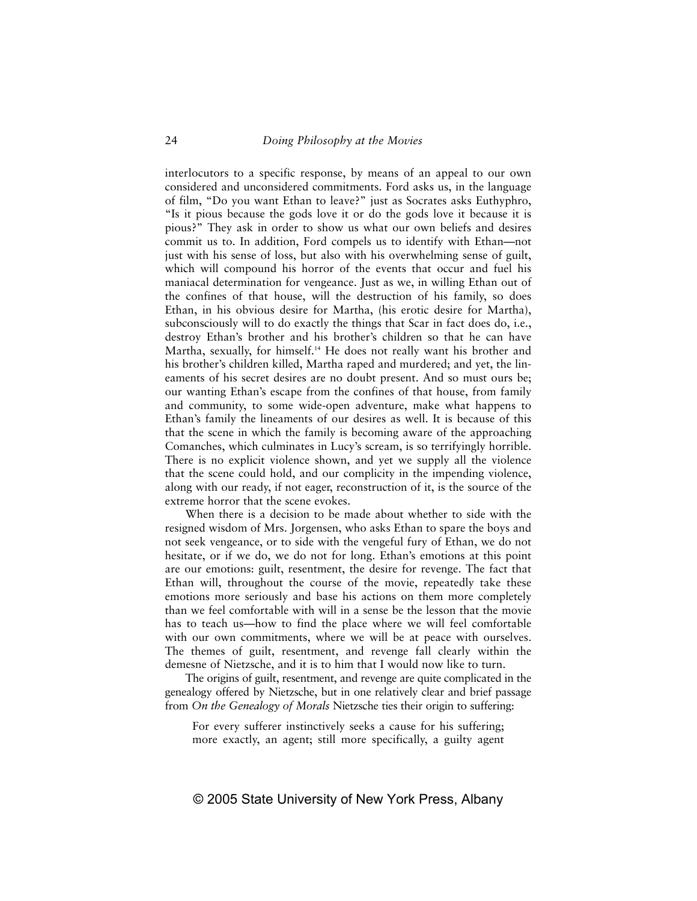interlocutors to a specific response, by means of an appeal to our own considered and unconsidered commitments. Ford asks us, in the language of film, "Do you want Ethan to leave?" just as Socrates asks Euthyphro, "Is it pious because the gods love it or do the gods love it because it is pious?" They ask in order to show us what our own beliefs and desires commit us to. In addition, Ford compels us to identify with Ethan—not just with his sense of loss, but also with his overwhelming sense of guilt, which will compound his horror of the events that occur and fuel his maniacal determination for vengeance. Just as we, in willing Ethan out of the confines of that house, will the destruction of his family, so does Ethan, in his obvious desire for Martha, (his erotic desire for Martha), subconsciously will to do exactly the things that Scar in fact does do, i.e., destroy Ethan's brother and his brother's children so that he can have Martha, sexually, for himself.[14] He does not really want his brother and his brother's children killed, Martha raped and murdered; and yet, the lineaments of his secret desires are no doubt present. And so must ours be; our wanting Ethan's escape from the confines of that house, from family and community, to some wide-open adventure, make what happens to Ethan's family the lineaments of our desires as well. It is because of this that the scene in which the family is becoming aware of the approaching Comanches, which culminates in Lucy's scream, is so terrifyingly horrible. There is no explicit violence shown, and yet we supply all the violence that the scene could hold, and our complicity in the impending violence, along with our ready, if not eager, reconstruction of it, is the source of the extreme horror that the scene evokes.

When there is a decision to be made about whether to side with the resigned wisdom of Mrs. Jorgensen, who asks Ethan to spare the boys and not seek vengeance, or to side with the vengeful fury of Ethan, we do not hesitate, or if we do, we do not for long. Ethan's emotions at this point are our emotions: guilt, resentment, the desire for revenge. The fact that Ethan will, throughout the course of the movie, repeatedly take these emotions more seriously and base his actions on them more completely than we feel comfortable with will in a sense be the lesson that the movie has to teach us—how to find the place where we will feel comfortable with our own commitments, where we will be at peace with ourselves. The themes of guilt, resentment, and revenge fall clearly within the demesne of Nietzsche, and it is to him that I would now like to turn.

The origins of guilt, resentment, and revenge are quite complicated in the genealogy offered by Nietzsche, but in one relatively clear and brief passage from *On the Genealogy of Morals* Nietzsche ties their origin to suffering:

> For every sufferer instinctively seeks a cause for his suffering; more exactly, an agent; still more specifically, a guilty agent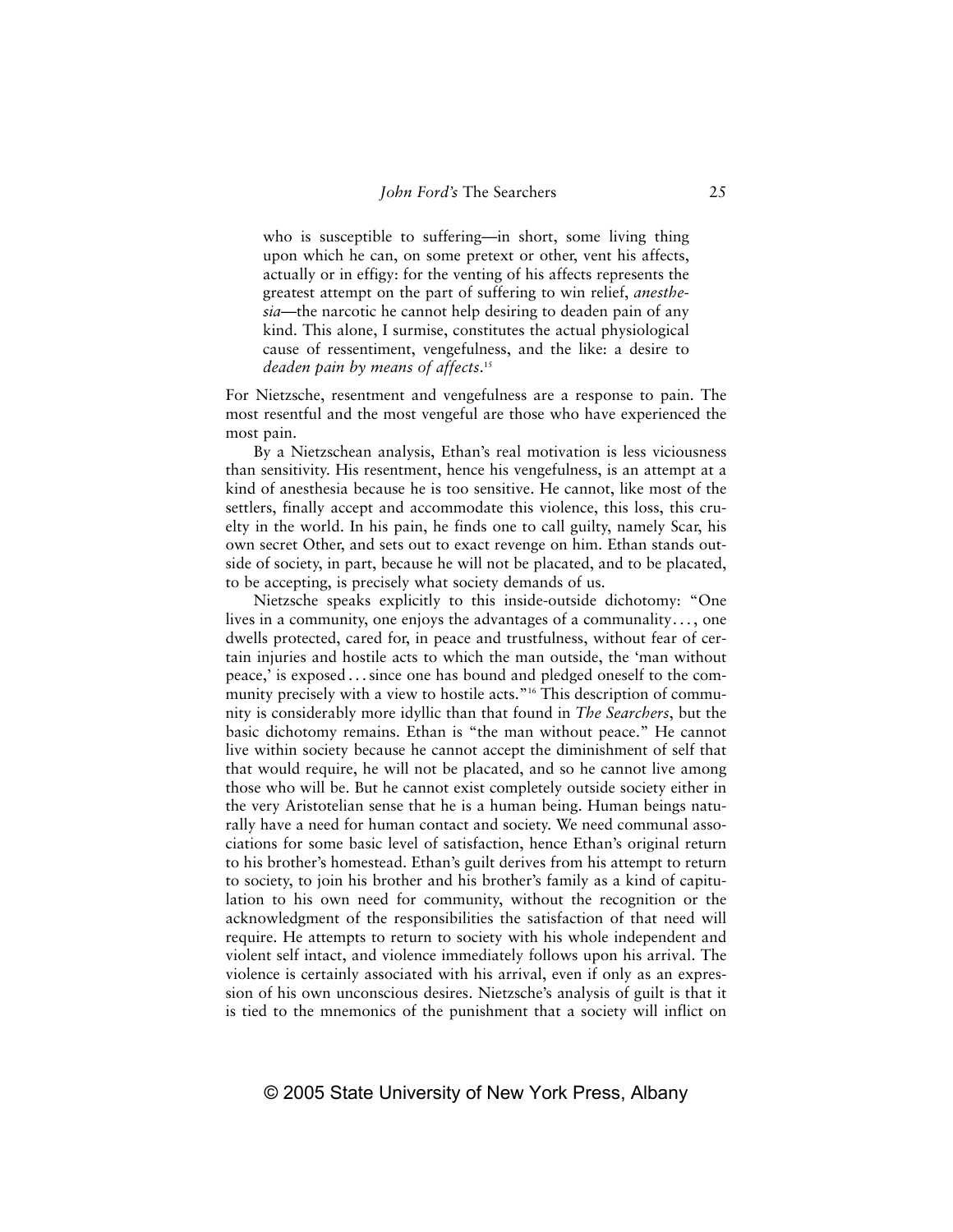> who is susceptible to suffering—in short, some living thing upon which he can, on some pretext or other, vent his affects, actually or in effigy: for the venting of his affects represents the greatest attempt on the part of suffering to win relief, *anesthesia*—the narcotic he cannot help desiring to deaden pain of any kind. This alone, I surmise, constitutes the actual physiological cause of ressentiment, vengefulness, and the like: a desire to *deaden pain by means of affects*.[15]

For Nietzsche, resentment and vengefulness are a response to pain. The most resentful and the most vengeful are those who have experienced the most pain.

By a Nietzschean analysis, Ethan's real motivation is less viciousness than sensitivity. His resentment, hence his vengefulness, is an attempt at a kind of anesthesia because he is too sensitive. He cannot, like most of the settlers, finally accept and accommodate this violence, this loss, this cruelty in the world. In his pain, he finds one to call guilty, namely Scar, his own secret Other, and sets out to exact revenge on him. Ethan stands outside of society, in part, because he will not be placated, and to be placated, to be accepting, is precisely what society demands of us.

Nietzsche speaks explicitly to this inside-outside dichotomy: "One lives in a community, one enjoys the advantages of a communality . . . , one dwells protected, cared for, in peace and trustfulness, without fear of certain injuries and hostile acts to which the man outside, the 'man without peace,' is exposed . . . since one has bound and pledged oneself to the community precisely with a view to hostile acts."[16] This description of community is considerably more idyllic than that found in *The Searchers*, but the basic dichotomy remains. Ethan is "the man without peace." He cannot live within society because he cannot accept the diminishment of self that that would require, he will not be placated, and so he cannot live among those who will be. But he cannot exist completely outside society either in the very Aristotelian sense that he is a human being. Human beings naturally have a need for human contact and society. We need communal associations for some basic level of satisfaction, hence Ethan's original return to his brother's homestead. Ethan's guilt derives from his attempt to return to society, to join his brother and his brother's family as a kind of capitulation to his own need for community, without the recognition or the acknowledgment of the responsibilities the satisfaction of that need will require. He attempts to return to society with his whole independent and violent self intact, and violence immediately follows upon his arrival. The violence is certainly associated with his arrival, even if only as an expression of his own unconscious desires. Nietzsche's analysis of guilt is that it is tied to the mnemonics of the punishment that a society will inflict on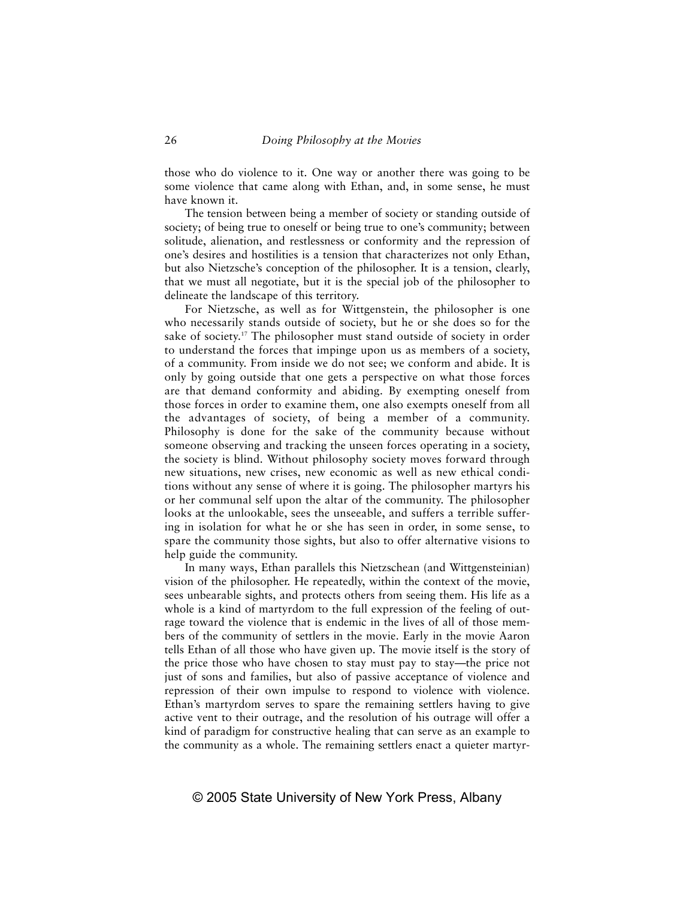those who do violence to it. One way or another there was going to be some violence that came along with Ethan, and, in some sense, he must have known it.

The tension between being a member of society or standing outside of society; of being true to oneself or being true to one's community; between solitude, alienation, and restlessness or conformity and the repression of one's desires and hostilities is a tension that characterizes not only Ethan, but also Nietzsche's conception of the philosopher. It is a tension, clearly, that we must all negotiate, but it is the special job of the philosopher to delineate the landscape of this territory.

For Nietzsche, as well as for Wittgenstein, the philosopher is one who necessarily stands outside of society, but he or she does so for the sake of society.[17] The philosopher must stand outside of society in order to understand the forces that impinge upon us as members of a society, of a community. From inside we do not see; we conform and abide. It is only by going outside that one gets a perspective on what those forces are that demand conformity and abiding. By exempting oneself from those forces in order to examine them, one also exempts oneself from all the advantages of society, of being a member of a community. Philosophy is done for the sake of the community because without someone observing and tracking the unseen forces operating in a society, the society is blind. Without philosophy society moves forward through new situations, new crises, new economic as well as new ethical conditions without any sense of where it is going. The philosopher martyrs his or her communal self upon the altar of the community. The philosopher looks at the unlookable, sees the unseeable, and suffers a terrible suffering in isolation for what he or she has seen in order, in some sense, to spare the community those sights, but also to offer alternative visions to help guide the community.

In many ways, Ethan parallels this Nietzschean (and Wittgensteinian) vision of the philosopher. He repeatedly, within the context of the movie, sees unbearable sights, and protects others from seeing them. His life as a whole is a kind of martyrdom to the full expression of the feeling of outrage toward the violence that is endemic in the lives of all of those members of the community of settlers in the movie. Early in the movie Aaron tells Ethan of all those who have given up. The movie itself is the story of the price those who have chosen to stay must pay to stay—the price not just of sons and families, but also of passive acceptance of violence and repression of their own impulse to respond to violence with violence. Ethan's martyrdom serves to spare the remaining settlers having to give active vent to their outrage, and the resolution of his outrage will offer a kind of paradigm for constructive healing that can serve as an example to the community as a whole. The remaining settlers enact a quieter martyr-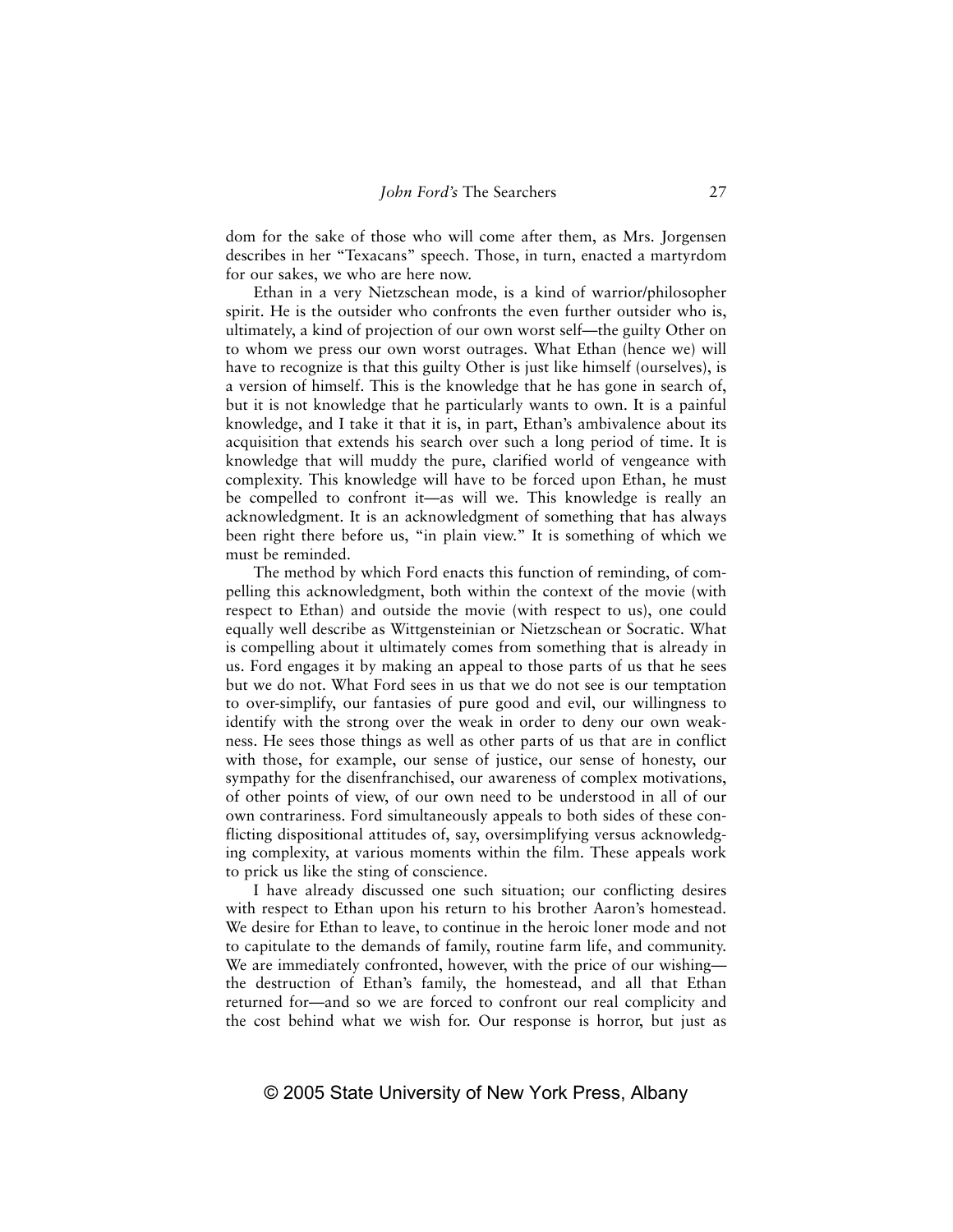dom for the sake of those who will come after them, as Mrs. Jorgensen describes in her "Texacans" speech. Those, in turn, enacted a martyrdom for our sakes, we who are here now.

Ethan in a very Nietzschean mode, is a kind of warrior/philosopher spirit. He is the outsider who confronts the even further outsider who is, ultimately, a kind of projection of our own worst self—the guilty Other on to whom we press our own worst outrages. What Ethan (hence we) will have to recognize is that this guilty Other is just like himself (ourselves), is a version of himself. This is the knowledge that he has gone in search of, but it is not knowledge that he particularly wants to own. It is a painful knowledge, and I take it that it is, in part, Ethan's ambivalence about its acquisition that extends his search over such a long period of time. It is knowledge that will muddy the pure, clarified world of vengeance with complexity. This knowledge will have to be forced upon Ethan, he must be compelled to confront it—as will we. This knowledge is really an acknowledgment. It is an acknowledgment of something that has always been right there before us, "in plain view." It is something of which we must be reminded.

The method by which Ford enacts this function of reminding, of compelling this acknowledgment, both within the context of the movie (with respect to Ethan) and outside the movie (with respect to us), one could equally well describe as Wittgensteinian or Nietzschean or Socratic. What is compelling about it ultimately comes from something that is already in us. Ford engages it by making an appeal to those parts of us that he sees but we do not. What Ford sees in us that we do not see is our temptation to over-simplify, our fantasies of pure good and evil, our willingness to identify with the strong over the weak in order to deny our own weakness. He sees those things as well as other parts of us that are in conflict with those, for example, our sense of justice, our sense of honesty, our sympathy for the disenfranchised, our awareness of complex motivations, of other points of view, of our own need to be understood in all of our own contrariness. Ford simultaneously appeals to both sides of these conflicting dispositional attitudes of, say, oversimplifying versus acknowledging complexity, at various moments within the film. These appeals work to prick us like the sting of conscience.

I have already discussed one such situation; our conflicting desires with respect to Ethan upon his return to his brother Aaron's homestead. We desire for Ethan to leave, to continue in the heroic loner mode and not to capitulate to the demands of family, routine farm life, and community. We are immediately confronted, however, with the price of our wishing—the destruction of Ethan's family, the homestead, and all that Ethan returned for—and so we are forced to confront our real complicity and the cost behind what we wish for. Our response is horror, but just as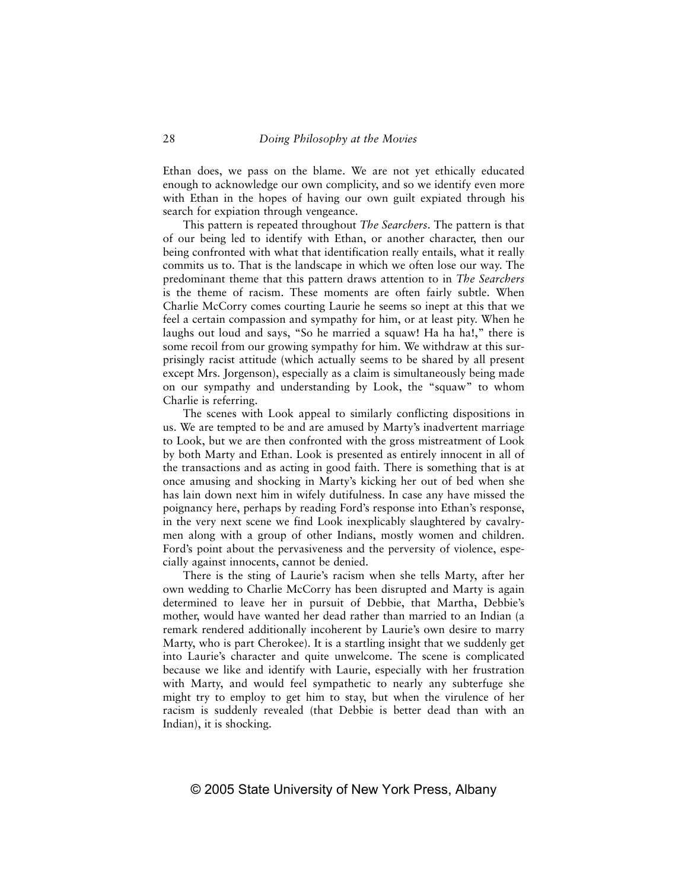Ethan does, we pass on the blame. We are not yet ethically educated enough to acknowledge our own complicity, and so we identify even more with Ethan in the hopes of having our own guilt expiated through his search for expiation through vengeance.

This pattern is repeated throughout *The Searchers*. The pattern is that of our being led to identify with Ethan, or another character, then our being confronted with what that identification really entails, what it really commits us to. That is the landscape in which we often lose our way. The predominant theme that this pattern draws attention to in *The Searchers* is the theme of racism. These moments are often fairly subtle. When Charlie McCorry comes courting Laurie he seems so inept at this that we feel a certain compassion and sympathy for him, or at least pity. When he laughs out loud and says, "So he married a squaw! Ha ha ha!," there is some recoil from our growing sympathy for him. We withdraw at this surprisingly racist attitude (which actually seems to be shared by all present except Mrs. Jorgenson), especially as a claim is simultaneously being made on our sympathy and understanding by Look, the "squaw" to whom Charlie is referring.

The scenes with Look appeal to similarly conflicting dispositions in us. We are tempted to be and are amused by Marty's inadvertent marriage to Look, but we are then confronted with the gross mistreatment of Look by both Marty and Ethan. Look is presented as entirely innocent in all of the transactions and as acting in good faith. There is something that is at once amusing and shocking in Marty's kicking her out of bed when she has lain down next him in wifely dutifulness. In case any have missed the poignancy here, perhaps by reading Ford's response into Ethan's response, in the very next scene we find Look inexplicably slaughtered by cavalrymen along with a group of other Indians, mostly women and children. Ford's point about the pervasiveness and the perversity of violence, especially against innocents, cannot be denied.

There is the sting of Laurie's racism when she tells Marty, after her own wedding to Charlie McCorry has been disrupted and Marty is again determined to leave her in pursuit of Debbie, that Martha, Debbie's mother, would have wanted her dead rather than married to an Indian (a remark rendered additionally incoherent by Laurie's own desire to marry Marty, who is part Cherokee). It is a startling insight that we suddenly get into Laurie's character and quite unwelcome. The scene is complicated because we like and identify with Laurie, especially with her frustration with Marty, and would feel sympathetic to nearly any subterfuge she might try to employ to get him to stay, but when the virulence of her racism is suddenly revealed (that Debbie is better dead than with an Indian), it is shocking.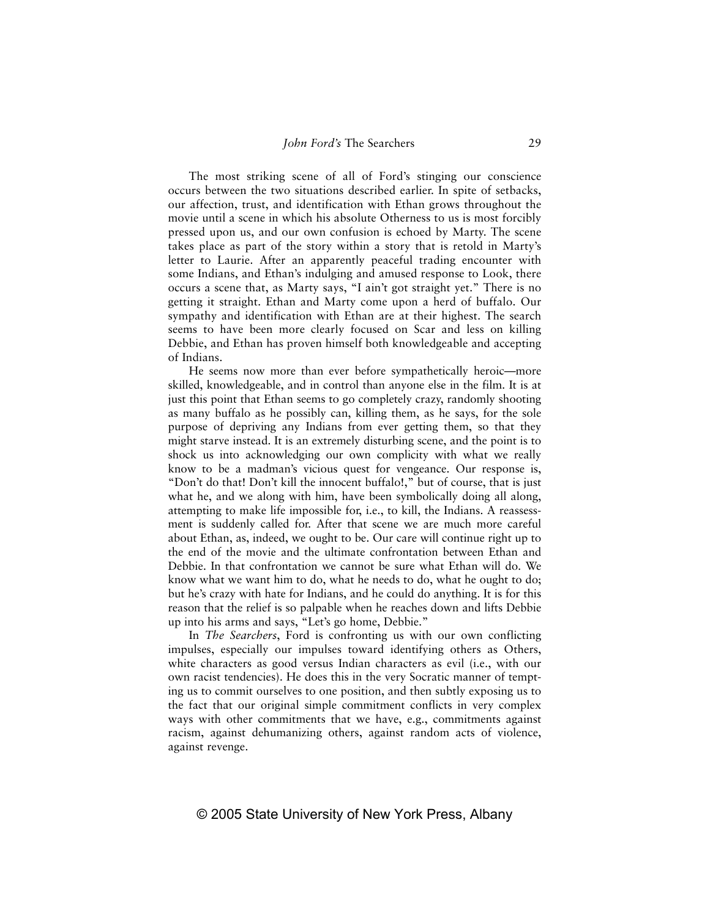The most striking scene of all of Ford's stinging our conscience occurs between the two situations described earlier. In spite of setbacks, our affection, trust, and identification with Ethan grows throughout the movie until a scene in which his absolute Otherness to us is most forcibly pressed upon us, and our own confusion is echoed by Marty. The scene takes place as part of the story within a story that is retold in Marty's letter to Laurie. After an apparently peaceful trading encounter with some Indians, and Ethan's indulging and amused response to Look, there occurs a scene that, as Marty says, "I ain't got straight yet." There is no getting it straight. Ethan and Marty come upon a herd of buffalo. Our sympathy and identification with Ethan are at their highest. The search seems to have been more clearly focused on Scar and less on killing Debbie, and Ethan has proven himself both knowledgeable and accepting of Indians.

He seems now more than ever before sympathetically heroic—more skilled, knowledgeable, and in control than anyone else in the film. It is at just this point that Ethan seems to go completely crazy, randomly shooting as many buffalo as he possibly can, killing them, as he says, for the sole purpose of depriving any Indians from ever getting them, so that they might starve instead. It is an extremely disturbing scene, and the point is to shock us into acknowledging our own complicity with what we really know to be a madman's vicious quest for vengeance. Our response is, "Don't do that! Don't kill the innocent buffalo!," but of course, that is just what he, and we along with him, have been symbolically doing all along, attempting to make life impossible for, i.e., to kill, the Indians. A reassessment is suddenly called for. After that scene we are much more careful about Ethan, as, indeed, we ought to be. Our care will continue right up to the end of the movie and the ultimate confrontation between Ethan and Debbie. In that confrontation we cannot be sure what Ethan will do. We know what we want him to do, what he needs to do, what he ought to do; but he's crazy with hate for Indians, and he could do anything. It is for this reason that the relief is so palpable when he reaches down and lifts Debbie up into his arms and says, "Let's go home, Debbie."

In *The Searchers*, Ford is confronting us with our own conflicting impulses, especially our impulses toward identifying others as Others, white characters as good versus Indian characters as evil (i.e., with our own racist tendencies). He does this in the very Socratic manner of tempting us to commit ourselves to one position, and then subtly exposing us to the fact that our original simple commitment conflicts in very complex ways with other commitments that we have, e.g., commitments against racism, against dehumanizing others, against random acts of violence, against revenge.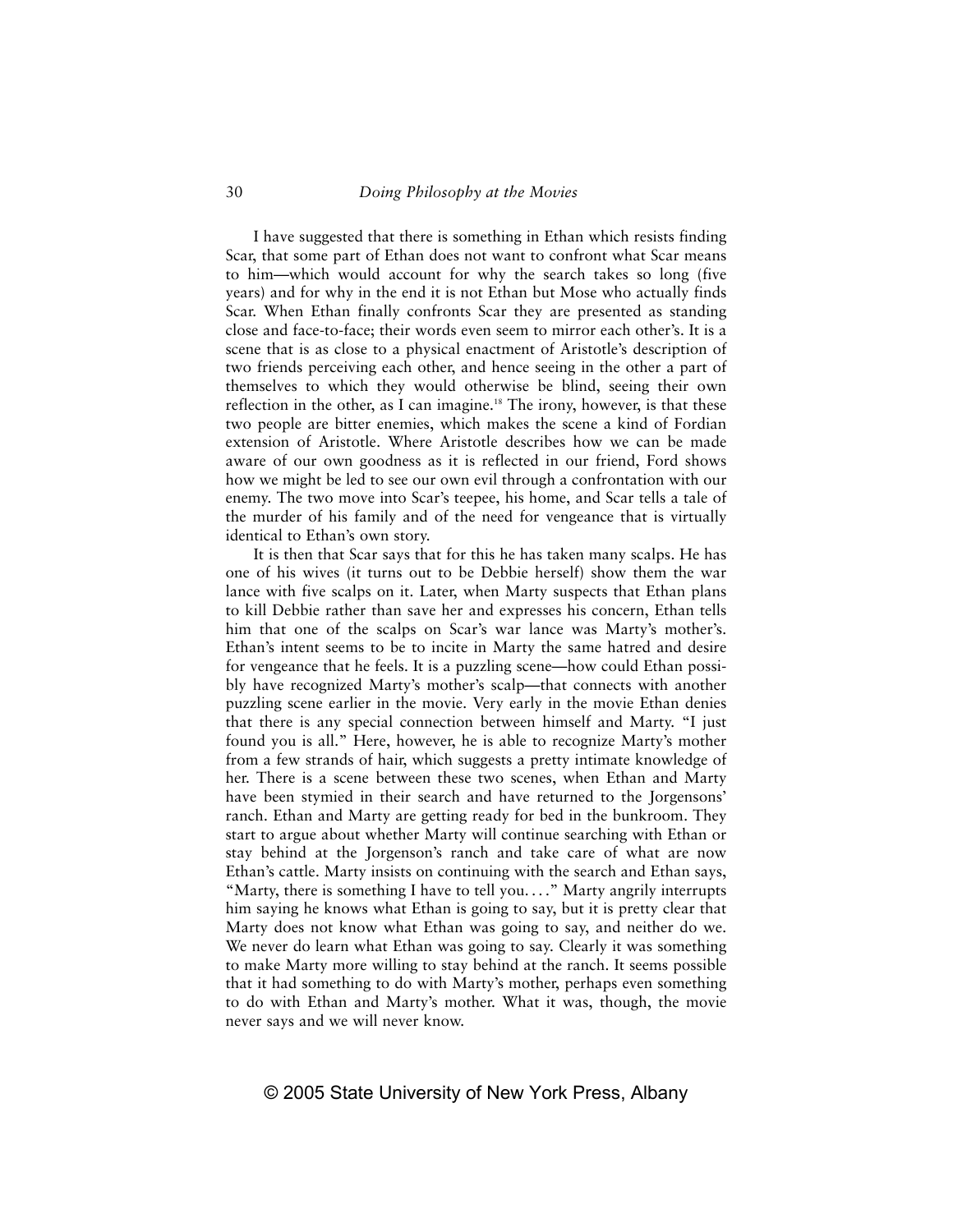I have suggested that there is something in Ethan which resists finding Scar, that some part of Ethan does not want to confront what Scar means to him—which would account for why the search takes so long (five years) and for why in the end it is not Ethan but Mose who actually finds Scar. When Ethan finally confronts Scar they are presented as standing close and face-to-face; their words even seem to mirror each other's. It is a scene that is as close to a physical enactment of Aristotle's description of two friends perceiving each other, and hence seeing in the other a part of themselves to which they would otherwise be blind, seeing their own reflection in the other, as I can imagine.[18] The irony, however, is that these two people are bitter enemies, which makes the scene a kind of Fordian extension of Aristotle. Where Aristotle describes how we can be made aware of our own goodness as it is reflected in our friend, Ford shows how we might be led to see our own evil through a confrontation with our enemy. The two move into Scar's teepee, his home, and Scar tells a tale of the murder of his family and of the need for vengeance that is virtually identical to Ethan's own story.

It is then that Scar says that for this he has taken many scalps. He has one of his wives (it turns out to be Debbie herself) show them the war lance with five scalps on it. Later, when Marty suspects that Ethan plans to kill Debbie rather than save her and expresses his concern, Ethan tells him that one of the scalps on Scar's war lance was Marty's mother's. Ethan's intent seems to be to incite in Marty the same hatred and desire for vengeance that he feels. It is a puzzling scene—how could Ethan possibly have recognized Marty's mother's scalp—that connects with another puzzling scene earlier in the movie. Very early in the movie Ethan denies that there is any special connection between himself and Marty. "I just found you is all." Here, however, he is able to recognize Marty's mother from a few strands of hair, which suggests a pretty intimate knowledge of her. There is a scene between these two scenes, when Ethan and Marty have been stymied in their search and have returned to the Jorgensons' ranch. Ethan and Marty are getting ready for bed in the bunkroom. They start to argue about whether Marty will continue searching with Ethan or stay behind at the Jorgenson's ranch and take care of what are now Ethan's cattle. Marty insists on continuing with the search and Ethan says, "Marty, there is something I have to tell you. . . ." Marty angrily interrupts him saying he knows what Ethan is going to say, but it is pretty clear that Marty does not know what Ethan was going to say, and neither do we. We never do learn what Ethan was going to say. Clearly it was something to make Marty more willing to stay behind at the ranch. It seems possible that it had something to do with Marty's mother, perhaps even something to do with Ethan and Marty's mother. What it was, though, the movie never says and we will never know.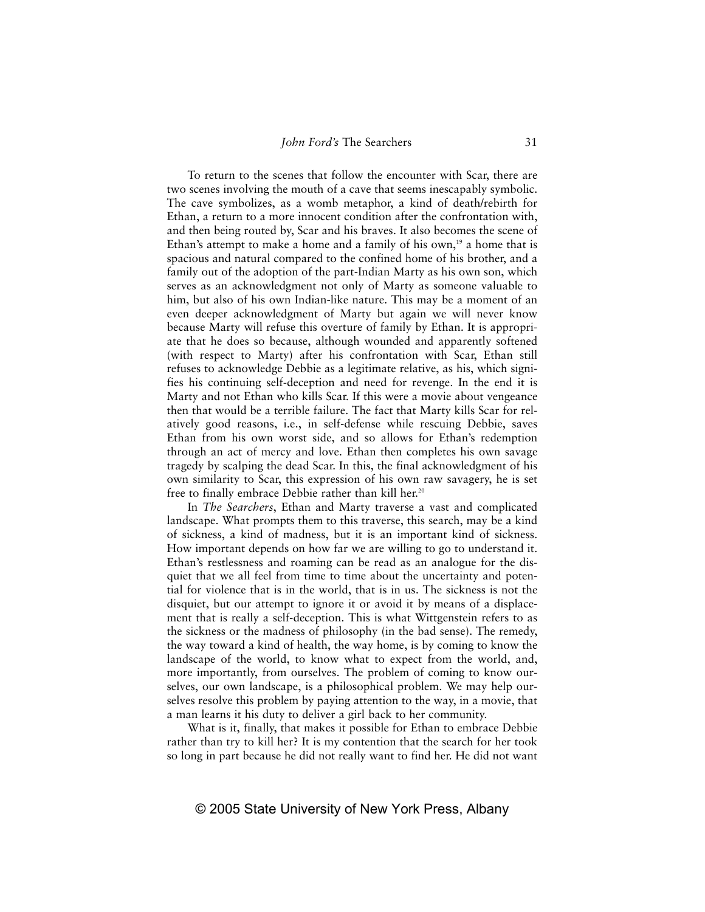To return to the scenes that follow the encounter with Scar, there are two scenes involving the mouth of a cave that seems inescapably symbolic. The cave symbolizes, as a womb metaphor, a kind of death/rebirth for Ethan, a return to a more innocent condition after the confrontation with, and then being routed by, Scar and his braves. It also becomes the scene of Ethan's attempt to make a home and a family of his own,[19] a home that is spacious and natural compared to the confined home of his brother, and a family out of the adoption of the part-Indian Marty as his own son, which serves as an acknowledgment not only of Marty as someone valuable to him, but also of his own Indian-like nature. This may be a moment of an even deeper acknowledgment of Marty but again we will never know because Marty will refuse this overture of family by Ethan. It is appropriate that he does so because, although wounded and apparently softened (with respect to Marty) after his confrontation with Scar, Ethan still refuses to acknowledge Debbie as a legitimate relative, as his, which signifies his continuing self-deception and need for revenge. In the end it is Marty and not Ethan who kills Scar. If this were a movie about vengeance then that would be a terrible failure. The fact that Marty kills Scar for relatively good reasons, i.e., in self-defense while rescuing Debbie, saves Ethan from his own worst side, and so allows for Ethan's redemption through an act of mercy and love. Ethan then completes his own savage tragedy by scalping the dead Scar. In this, the final acknowledgment of his own similarity to Scar, this expression of his own raw savagery, he is set free to finally embrace Debbie rather than kill her.[20]

In *The Searchers*, Ethan and Marty traverse a vast and complicated landscape. What prompts them to this traverse, this search, may be a kind of sickness, a kind of madness, but it is an important kind of sickness. How important depends on how far we are willing to go to understand it. Ethan's restlessness and roaming can be read as an analogue for the disquiet that we all feel from time to time about the uncertainty and potential for violence that is in the world, that is in us. The sickness is not the disquiet, but our attempt to ignore it or avoid it by means of a displacement that is really a self-deception. This is what Wittgenstein refers to as the sickness or the madness of philosophy (in the bad sense). The remedy, the way toward a kind of health, the way home, is by coming to know the landscape of the world, to know what to expect from the world, and, more importantly, from ourselves. The problem of coming to know ourselves, our own landscape, is a philosophical problem. We may help ourselves resolve this problem by paying attention to the way, in a movie, that a man learns it his duty to deliver a girl back to her community.

What is it, finally, that makes it possible for Ethan to embrace Debbie rather than try to kill her? It is my contention that the search for her took so long in part because he did not really want to find her. He did not want

© 2005 State University of New York Press, Albany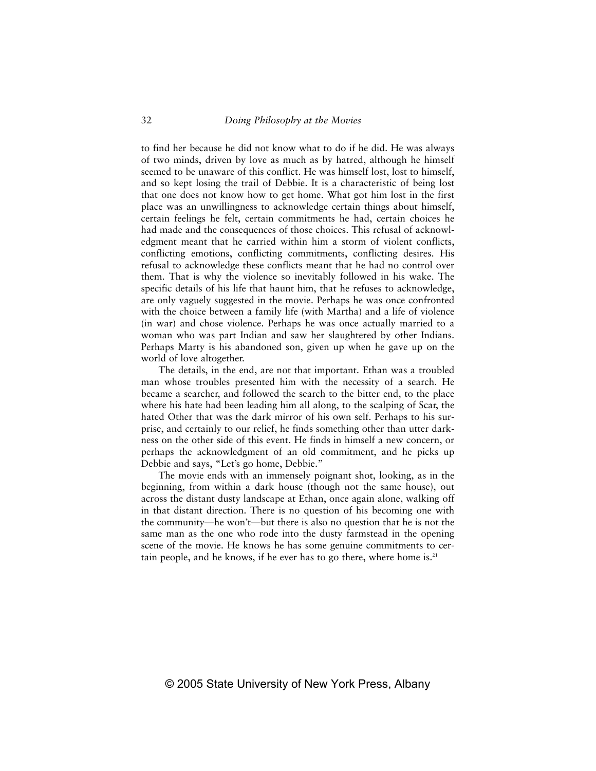to find her because he did not know what to do if he did. He was always of two minds, driven by love as much as by hatred, although he himself seemed to be unaware of this conflict. He was himself lost, lost to himself, and so kept losing the trail of Debbie. It is a characteristic of being lost that one does not know how to get home. What got him lost in the first place was an unwillingness to acknowledge certain things about himself, certain feelings he felt, certain commitments he had, certain choices he had made and the consequences of those choices. This refusal of acknowledgment meant that he carried within him a storm of violent conflicts, conflicting emotions, conflicting commitments, conflicting desires. His refusal to acknowledge these conflicts meant that he had no control over them. That is why the violence so inevitably followed in his wake. The specific details of his life that haunt him, that he refuses to acknowledge, are only vaguely suggested in the movie. Perhaps he was once confronted with the choice between a family life (with Martha) and a life of violence (in war) and chose violence. Perhaps he was once actually married to a woman who was part Indian and saw her slaughtered by other Indians. Perhaps Marty is his abandoned son, given up when he gave up on the world of love altogether.

The details, in the end, are not that important. Ethan was a troubled man whose troubles presented him with the necessity of a search. He became a searcher, and followed the search to the bitter end, to the place where his hate had been leading him all along, to the scalping of Scar, the hated Other that was the dark mirror of his own self. Perhaps to his surprise, and certainly to our relief, he finds something other than utter darkness on the other side of this event. He finds in himself a new concern, or perhaps the acknowledgment of an old commitment, and he picks up Debbie and says, "Let's go home, Debbie."

The movie ends with an immensely poignant shot, looking, as in the beginning, from within a dark house (though not the same house), out across the distant dusty landscape at Ethan, once again alone, walking off in that distant direction. There is no question of his becoming one with the community—he won't—but there is also no question that he is not the same man as the one who rode into the dusty farmstead in the opening scene of the movie. He knows he has some genuine commitments to certain people, and he knows, if he ever has to go there, where home is.[21]